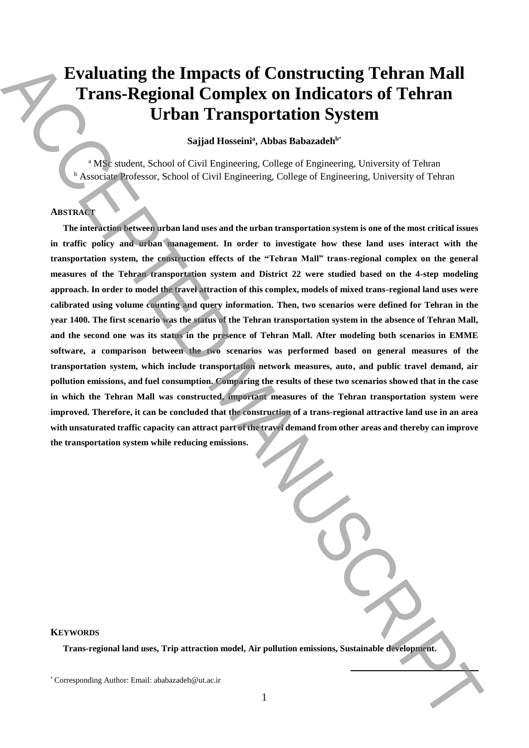# Evaluating the Impacts of Constructing Tehran Mall Trans-Regional Complex on Indicators of Tehran Urban Transportation System

**Sajjad Hosseini[a], Abbas Babazadeh[b*]**

[a] MSc student, School of Civil Engineering, College of Engineering, University of Tehran
[b] Associate Professor, School of Civil Engineering, College of Engineering, University of Tehran

## ABSTRACT

**The interaction between urban land uses and the urban transportation system is one of the most critical issues in traffic policy and urban management. In order to investigate how these land uses interact with the transportation system, the construction effects of the "Tehran Mall" trans-regional complex on the general measures of the Tehran transportation system and District 22 were studied based on the 4-step modeling approach. In order to model the travel attraction of this complex, models of mixed trans-regional land uses were calibrated using volume counting and query information. Then, two scenarios were defined for Tehran in the year 1400. The first scenario was the status of the Tehran transportation system in the absence of Tehran Mall, and the second one was its status in the presence of Tehran Mall. After modeling both scenarios in EMME software, a comparison between the two scenarios was performed based on general measures of the transportation system, which include transportation network measures, auto, and public travel demand, air pollution emissions, and fuel consumption. Comparing the results of these two scenarios showed that in the case in which the Tehran Mall was constructed, important measures of the Tehran transportation system were improved. Therefore, it can be concluded that the construction of a trans-regional attractive land use in an area with unsaturated traffic capacity can attract part of the travel demand from other areas and thereby can improve the transportation system while reducing emissions.**

## KEYWORDS

**Trans-regional land uses, Trip attraction model, Air pollution emissions, Sustainable development.**

[*] Corresponding Author: Email: ababazadeh@ut.ac.ir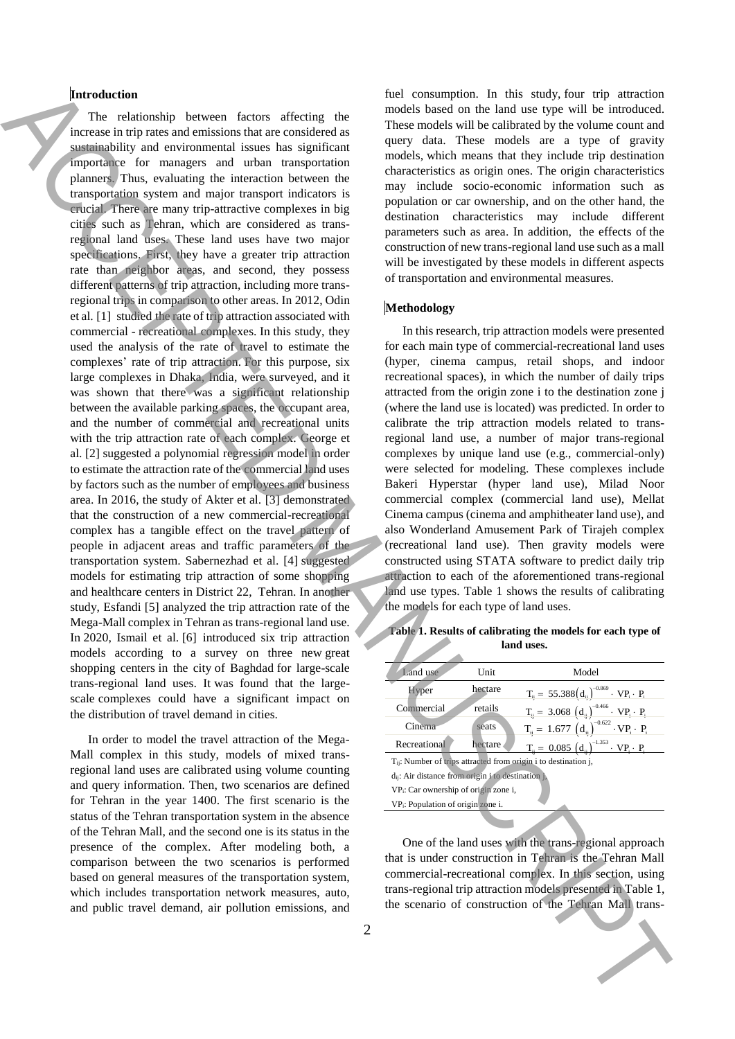## Introduction

The relationship between factors affecting the increase in trip rates and emissions that are considered as sustainability and environmental issues has significant importance for managers and urban transportation planners. Thus, evaluating the interaction between the transportation system and major transport indicators is crucial. There are many trip-attractive complexes in big cities such as Tehran, which are considered as trans-regional land uses. These land uses have two major specifications. First, they have a greater trip attraction rate than neighbor areas, and second, they possess different patterns of trip attraction, including more trans-regional trips in comparison to other areas. In 2012, Odin et al. [1] studied the rate of trip attraction associated with commercial - recreational complexes. In this study, they used the analysis of the rate of travel to estimate the complexes' rate of trip attraction. For this purpose, six large complexes in Dhaka, India, were surveyed, and it was shown that there was a significant relationship between the available parking spaces, the occupant area, and the number of commercial and recreational units with the trip attraction rate of each complex. George et al. [2] suggested a polynomial regression model in order to estimate the attraction rate of the commercial land uses by factors such as the number of employees and business area. In 2016, the study of Akter et al. [3] demonstrated that the construction of a new commercial-recreational complex has a tangible effect on the travel pattern of people in adjacent areas and traffic parameters of the transportation system. Sabernezhad et al. [4] suggested models for estimating trip attraction of some shopping and healthcare centers in District 22, Tehran. In another study, Esfandi [5] analyzed the trip attraction rate of the Mega-Mall complex in Tehran as trans-regional land use. In 2020, Ismail et al. [6] introduced six trip attraction models according to a survey on three new great shopping centers in the city of Baghdad for large-scale trans-regional land uses. It was found that the large-scale complexes could have a significant impact on the distribution of travel demand in cities.

In order to model the travel attraction of the Mega-Mall complex in this study, models of mixed trans-regional land uses are calibrated using volume counting and query information. Then, two scenarios are defined for Tehran in the year 1400. The first scenario is the status of the Tehran transportation system in the absence of the Tehran Mall, and the second one is its status in the presence of the complex. After modeling both, a comparison between the two scenarios is performed based on general measures of the transportation system, which includes transportation network measures, auto, and public travel demand, air pollution emissions, and fuel consumption. In this study, four trip attraction models based on the land use type will be introduced. These models will be calibrated by the volume count and query data. These models are a type of gravity models, which means that they include trip destination characteristics as origin ones. The origin characteristics may include socio-economic information such as population or car ownership, and on the other hand, the destination characteristics may include different parameters such as area. In addition, the effects of the construction of new trans-regional land use such as a mall will be investigated by these models in different aspects of transportation and environmental measures.

## Methodology

In this research, trip attraction models were presented for each main type of commercial-recreational land uses (hyper, cinema campus, retail shops, and indoor recreational spaces), in which the number of daily trips attracted from the origin zone i to the destination zone j (where the land use is located) was predicted. In order to calibrate the trip attraction models related to trans-regional land use, a number of major trans-regional complexes by unique land use (e.g., commercial-only) were selected for modeling. These complexes include Bakeri Hyperstar (hyper land use), Milad Noor commercial complex (commercial land use), Mellat Cinema campus (cinema and amphitheater land use), and also Wonderland Amusement Park of Tirajeh complex (recreational land use). Then gravity models were constructed using STATA software to predict daily trip attraction to each of the aforementioned trans-regional land use types. Table 1 shows the results of calibrating the models for each type of land uses.

**Table 1. Results of calibrating the models for each type of land uses.**

| Land use | Unit | Model |
|---|---|---|
| Hyper | hectare | $T_{ij} = 55.388\left(d_{ij}\right)^{-0.869} \cdot VP_i \cdot P_i$ |
| Commercial | retails | $T_{ij} = 3.068\ \left(d_{ij}\right)^{-0.466} \cdot VP_i \cdot P_i$ |
| Cinema | seats | $T_{ij} = 1.677\ \left(d_{ij}\right)^{-0.622} \cdot VP_i \cdot P_i$ |
| Recreational | hectare | $T_{ij} = 0.085\ \left(d_{ij}\right)^{-1.353} \cdot VP_i \cdot P_i$ |

$T_{ij}$: Number of trips attracted from origin i to destination j,
$d_{ij}$: Air distance from origin i to destination j,
$VP_i$: Car ownership of origin zone i,
$VP_i$: Population of origin zone i.

One of the land uses with the trans-regional approach that is under construction in Tehran is the Tehran Mall commercial-recreational complex. In this section, using trans-regional trip attraction models presented in Table 1, the scenario of construction of the Tehran Mall trans-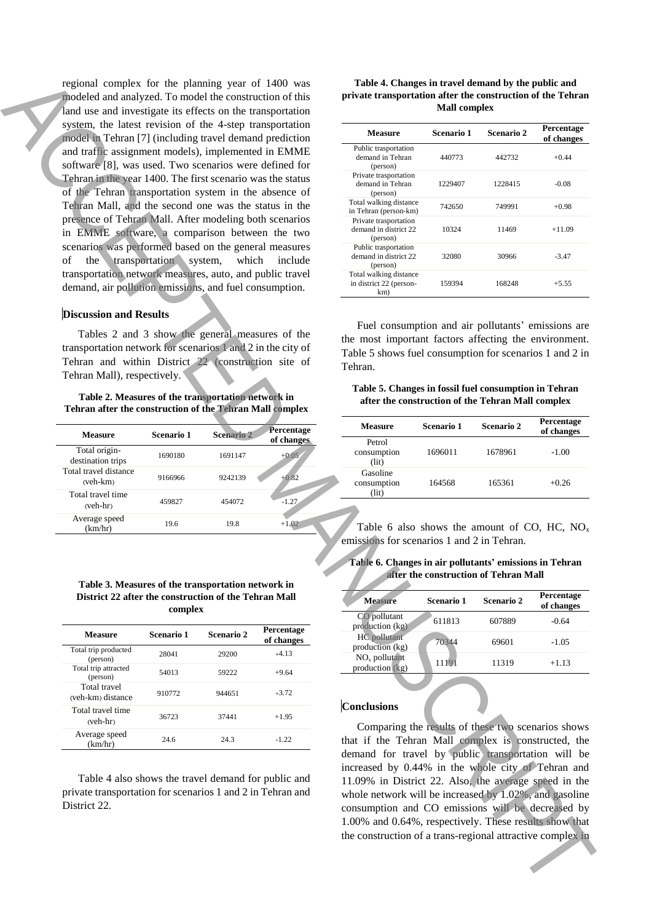regional complex for the planning year of 1400 was modeled and analyzed. To model the construction of this land use and investigate its effects on the transportation system, the latest revision of the 4-step transportation model in Tehran [7] (including travel demand prediction and traffic assignment models), implemented in EMME software [8], was used. Two scenarios were defined for Tehran in the year 1400. The first scenario was the status of the Tehran transportation system in the absence of Tehran Mall, and the second one was the status in the presence of Tehran Mall. After modeling both scenarios in EMME software, a comparison between the two scenarios was performed based on the general measures of the transportation system, which include transportation network measures, auto, and public travel demand, air pollution emissions, and fuel consumption.

## Discussion and Results

Tables 2 and 3 show the general measures of the transportation network for scenarios 1 and 2 in the city of Tehran and within District 22 (construction site of Tehran Mall), respectively.

**Table 2. Measures of the transportation network in Tehran after the construction of the Tehran Mall complex**

| Measure | Scenario 1 | Scenario 2 | Percentage of changes |
|---|---|---|---|
| Total origin-destination trips | 1690180 | 1691147 | +0.05 |
| Total travel distance (veh-km) | 9166966 | 9242139 | +0.82 |
| Total travel time (veh-hr) | 459827 | 454072 | -1.27 |
| Average speed (km/hr) | 19.6 | 19.8 | +1.02 |

**Table 3. Measures of the transportation network in District 22 after the construction of the Tehran Mall complex**

| Measure | Scenario 1 | Scenario 2 | Percentage of changes |
|---|---|---|---|
| Total trip producted (person) | 28041 | 29200 | +4.13 |
| Total trip attracted (person) | 54013 | 59222 | +9.64 |
| Total travel (veh-km) distance | 910772 | 944651 | +3.72 |
| Total travel time (veh-hr) | 36723 | 37441 | +1.95 |
| Average speed (km/hr) | 24.6 | 24.3 | -1.22 |

Table 4 also shows the travel demand for public and private transportation for scenarios 1 and 2 in Tehran and District 22.

**Table 4. Changes in travel demand by the public and private transportation after the construction of the Tehran Mall complex**

| Measure | Scenario 1 | Scenario 2 | Percentage of changes |
|---|---|---|---|
| Public trasportation demand in Tehran (person) | 440773 | 442732 | +0.44 |
| Private trasportation demand in Tehran (person) | 1229407 | 1228415 | -0.08 |
| Total walking distance in Tehran (person-km) | 742650 | 749991 | +0.98 |
| Private trasportation demand in district 22 (person) | 10324 | 11469 | +11.09 |
| Public trasportation demand in district 22 (person) | 32080 | 30966 | -3.47 |
| Total walking distance in district 22 (person-km) | 159394 | 168248 | +5.55 |

Fuel consumption and air pollutants' emissions are the most important factors affecting the environment. Table 5 shows fuel consumption for scenarios 1 and 2 in Tehran.

**Table 5. Changes in fossil fuel consumption in Tehran after the construction of the Tehran Mall complex**

| Measure | Scenario 1 | Scenario 2 | Percentage of changes |
|---|---|---|---|
| Petrol consumption (lit) | 1696011 | 1678961 | -1.00 |
| Gasoline consumption (lit) | 164568 | 165361 | +0.26 |

Table 6 also shows the amount of CO, HC, $NO_x$ emissions for scenarios 1 and 2 in Tehran.

**Table 6. Changes in air pollutants' emissions in Tehran after the construction of Tehran Mall**

| Measure | Scenario 1 | Scenario 2 | Percentage of changes |
|---|---|---|---|
| CO pollutant production (kg) | 611813 | 607889 | -0.64 |
| HC pollutant production (kg) | 70344 | 69601 | -1.05 |
| $NO_x$ pollutant production (kg) | 11191 | 11319 | +1.13 |

## Conclusions

Comparing the results of these two scenarios shows that if the Tehran Mall complex is constructed, the demand for travel by public transportation will be increased by 0.44% in the whole city of Tehran and 11.09% in District 22. Also, the average speed in the whole network will be increased by 1.02%, and gasoline consumption and CO emissions will be decreased by 1.00% and 0.64%, respectively. These results show that the construction of a trans-regional attractive complex in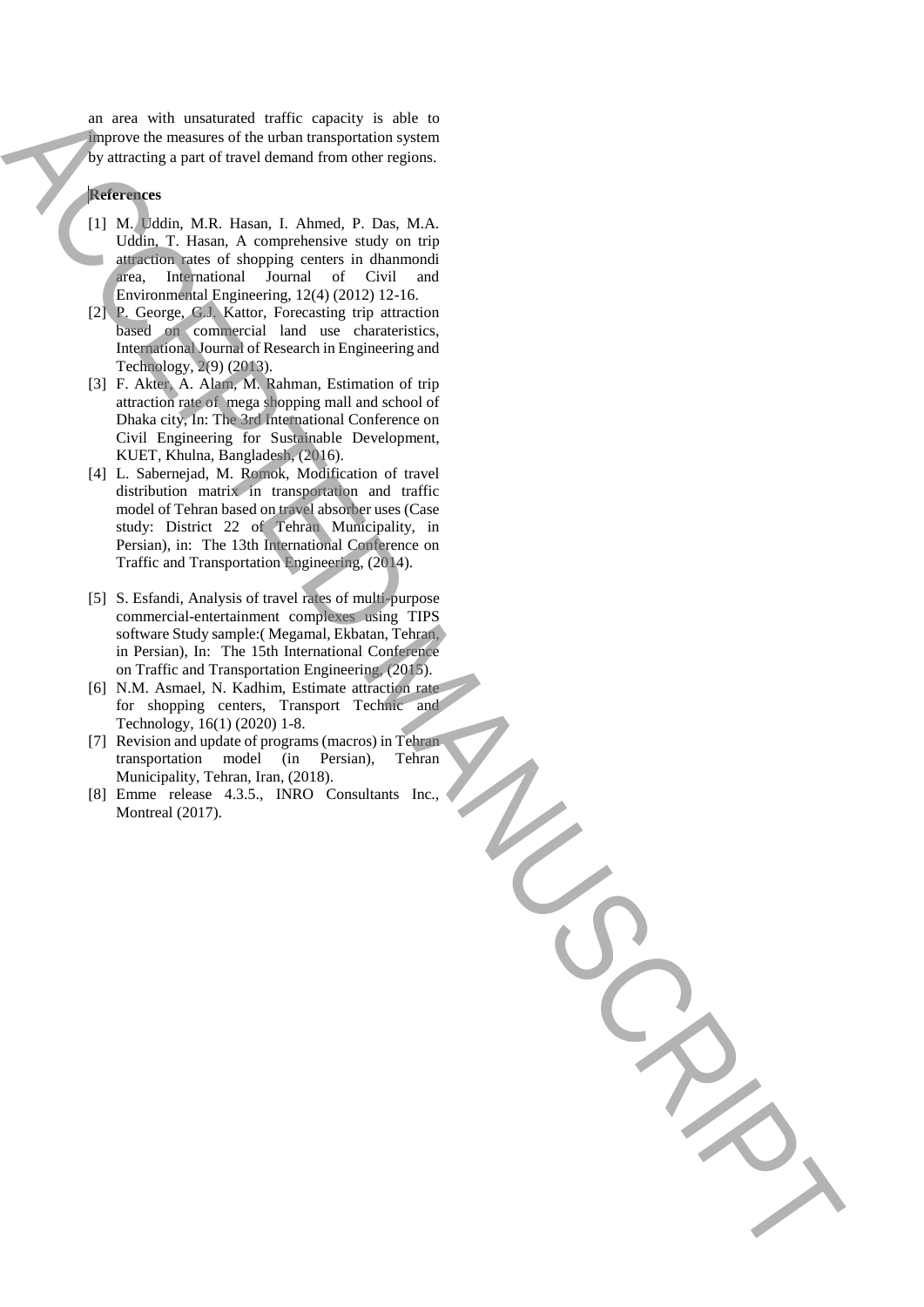an area with unsaturated traffic capacity is able to improve the measures of the urban transportation system by attracting a part of travel demand from other regions.

## References

[1] M. Uddin, M.R. Hasan, I. Ahmed, P. Das, M.A. Uddin, T. Hasan, A comprehensive study on trip attraction rates of shopping centers in dhanmondi area, International Journal of Civil and Environmental Engineering, 12(4) (2012) 12-16.

[2] P. George, G.J. Kattor, Forecasting trip attraction based on commercial land use charateristics, International Journal of Research in Engineering and Technology, 2(9) (2013).

[3] F. Akter, A. Alam, M. Rahman, Estimation of trip attraction rate of mega shopping mall and school of Dhaka city, In: The 3rd International Conference on Civil Engineering for Sustainable Development, KUET, Khulna, Bangladesh, (2016).

[4] L. Sabernejad, M. Romok, Modification of travel distribution matrix in transportation and traffic model of Tehran based on travel absorber uses (Case study: District 22 of Tehran Municipality, in Persian), in: The 13th International Conference on Traffic and Transportation Engineering, (2014).

[5] S. Esfandi, Analysis of travel rates of multi-purpose commercial-entertainment complexes using TIPS software Study sample:( Megamal, Ekbatan, Tehran, in Persian), In: The 15th International Conference on Traffic and Transportation Engineering, (2015).

[6] N.M. Asmael, N. Kadhim, Estimate attraction rate for shopping centers, Transport Technic and Technology, 16(1) (2020) 1-8.

[7] Revision and update of programs (macros) in Tehran transportation model (in Persian), Tehran Municipality, Tehran, Iran, (2018).

[8] Emme release 4.3.5., INRO Consultants Inc., Montreal (2017).